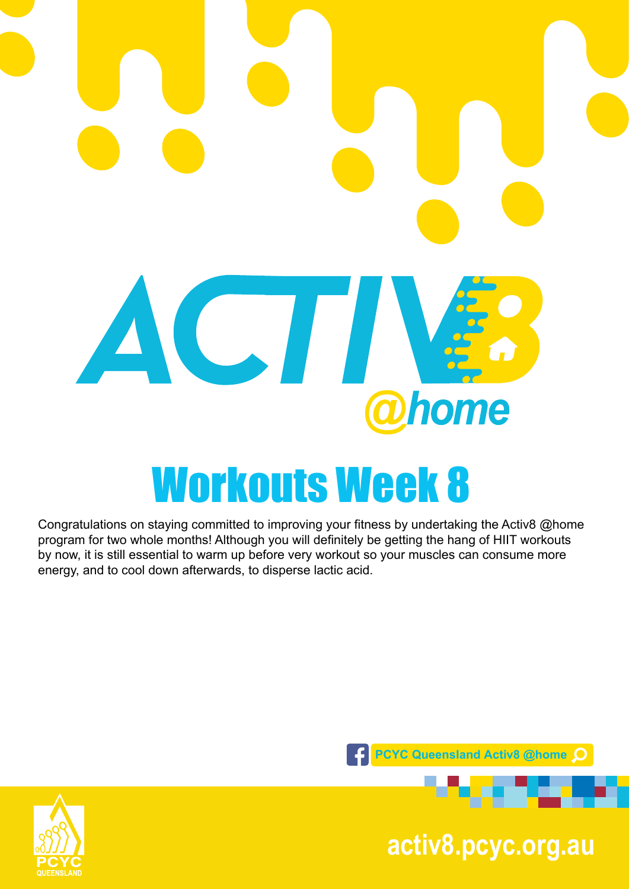# ACTIV8 @home

## Workouts Week 8

Congratulations on staying committed to improving your fitness by undertaking the Activ8 @home program for two whole months! Although you will definitely be getting the hang of HIIT workouts by now, it is still essential to warm up before very workout so your muscles can consume more energy, and to cool down afterwards, to disperse lactic acid.

PCYC Queensland Activ8 @home

PCYC QUEENSLAND

activ8.pcyc.org.au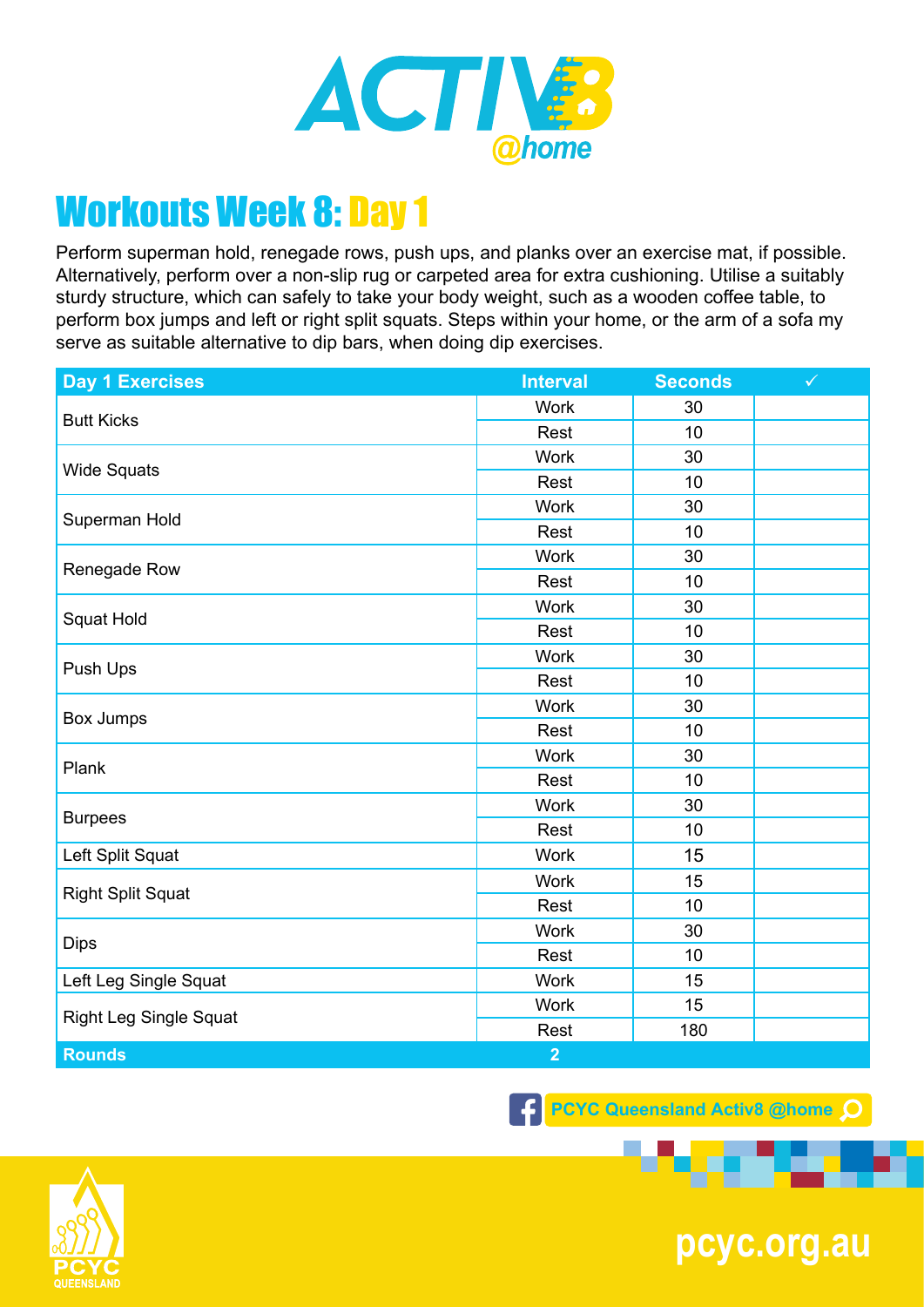# Workouts Week 8: Day 1

Perform superman hold, renegade rows, push ups, and planks over an exercise mat, if possible. Alternatively, perform over a non-slip rug or carpeted area for extra cushioning. Utilise a suitably sturdy structure, which can safely to take your body weight, such as a wooden coffee table, to perform box jumps and left or right split squats. Steps within your home, or the arm of a sofa my serve as suitable alternative to dip bars, when doing dip exercises.

| Day 1 Exercises | Interval | Seconds | ✓ |
|---|---|---|---|
| Butt Kicks | Work | 30 | |
| | Rest | 10 | |
| Wide Squats | Work | 30 | |
| | Rest | 10 | |
| Superman Hold | Work | 30 | |
| | Rest | 10 | |
| Renegade Row | Work | 30 | |
| | Rest | 10 | |
| Squat Hold | Work | 30 | |
| | Rest | 10 | |
| Push Ups | Work | 30 | |
| | Rest | 10 | |
| Box Jumps | Work | 30 | |
| | Rest | 10 | |
| Plank | Work | 30 | |
| | Rest | 10 | |
| Burpees | Work | 30 | |
| | Rest | 10 | |
| Left Split Squat | Work | 15 | |
| Right Split Squat | Work | 15 | |
| | Rest | 10 | |
| Dips | Work | 30 | |
| | Rest | 10 | |
| Left Leg Single Squat | Work | 15 | |
| Right Leg Single Squat | Work | 15 | |
| | Rest | 180 | |
| **Rounds** | **2** | | |

PCYC Queensland Activ8 @home

pcyc.org.au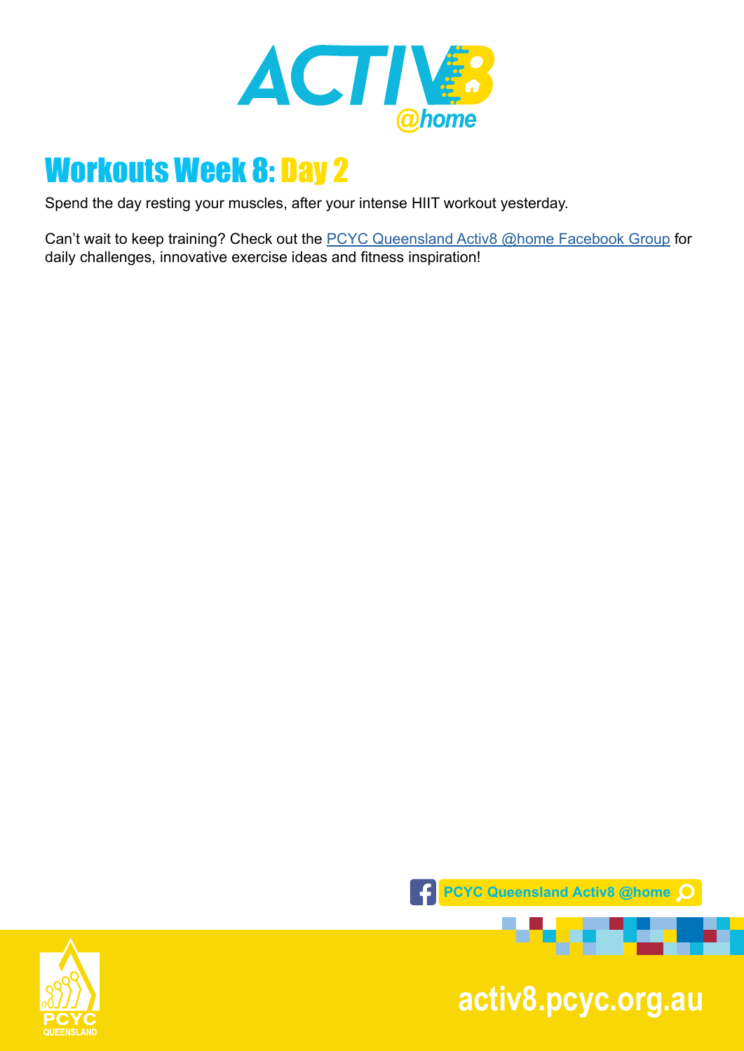# Workouts Week 8: Day 2

Spend the day resting your muscles, after your intense HIIT workout yesterday.

Can't wait to keep training? Check out the PCYC Queensland Activ8 @home Facebook Group for daily challenges, innovative exercise ideas and fitness inspiration!

PCYC Queensland Activ8 @home

activ8.pcyc.org.au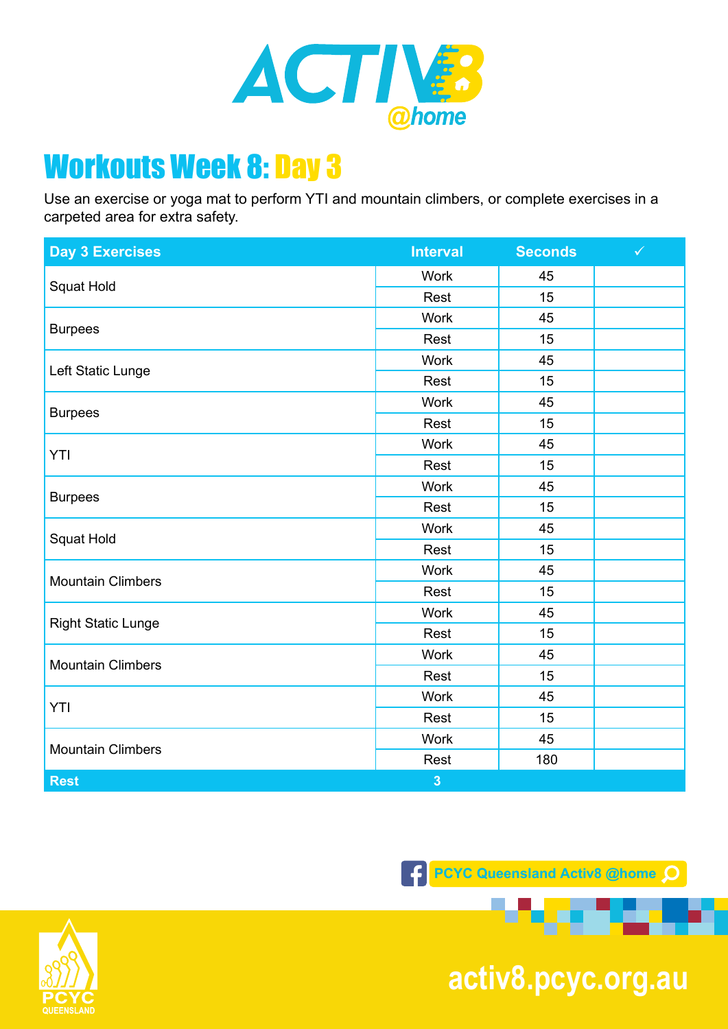# Workouts Week 8: Day 3

Use an exercise or yoga mat to perform YTI and mountain climbers, or complete exercises in a carpeted area for extra safety.

| Day 3 Exercises | Interval | Seconds | ✓ |
|---|---|---|---|
| Squat Hold | Work | 45 | |
| | Rest | 15 | |
| Burpees | Work | 45 | |
| | Rest | 15 | |
| Left Static Lunge | Work | 45 | |
| | Rest | 15 | |
| Burpees | Work | 45 | |
| | Rest | 15 | |
| YTI | Work | 45 | |
| | Rest | 15 | |
| Burpees | Work | 45 | |
| | Rest | 15 | |
| Squat Hold | Work | 45 | |
| | Rest | 15 | |
| Mountain Climbers | Work | 45 | |
| | Rest | 15 | |
| Right Static Lunge | Work | 45 | |
| | Rest | 15 | |
| Mountain Climbers | Work | 45 | |
| | Rest | 15 | |
| YTI | Work | 45 | |
| | Rest | 15 | |
| Mountain Climbers | Work | 45 | |
| | Rest | 180 | |
| Rest | 3 | | |

PCYC Queensland Activ8 @home

activ8.pcyc.org.au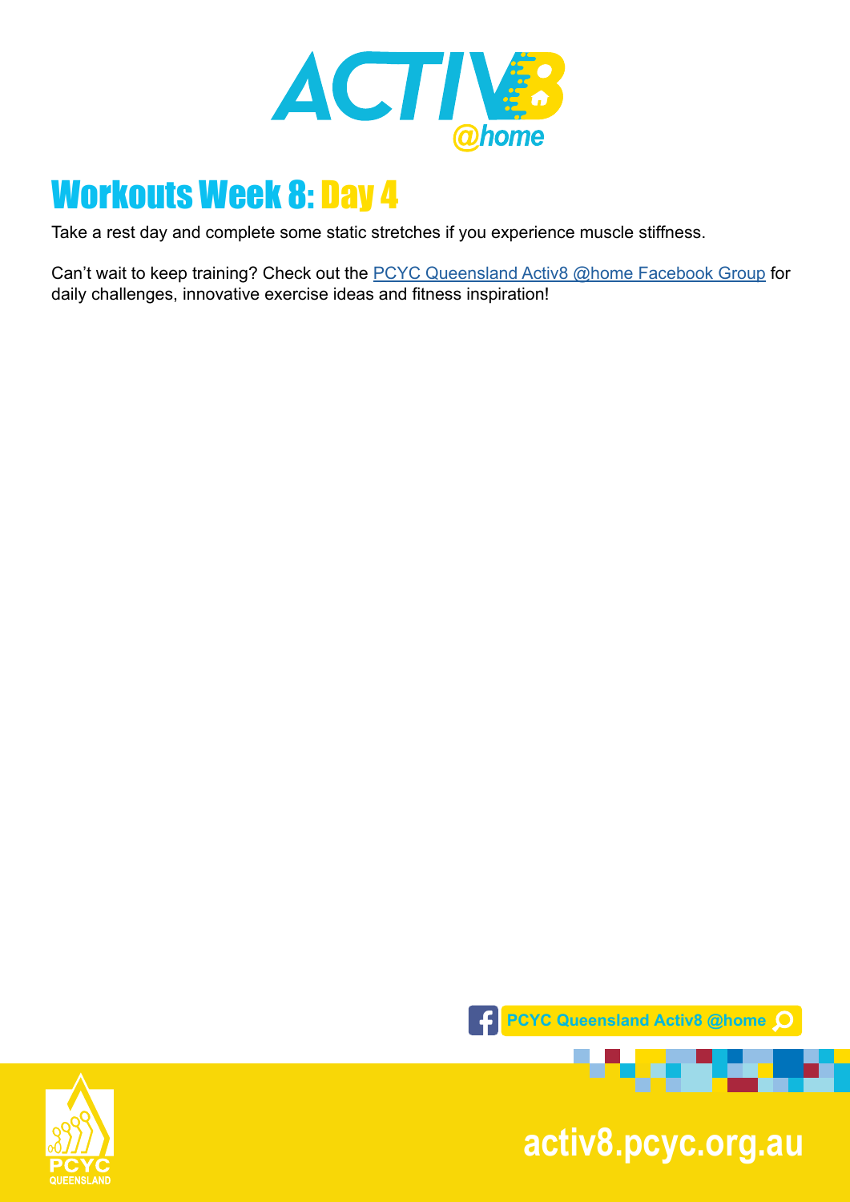# Workouts Week 8: Day 4

Take a rest day and complete some static stretches if you experience muscle stiffness.

Can't wait to keep training? Check out the PCYC Queensland Activ8 @home Facebook Group for daily challenges, innovative exercise ideas and fitness inspiration!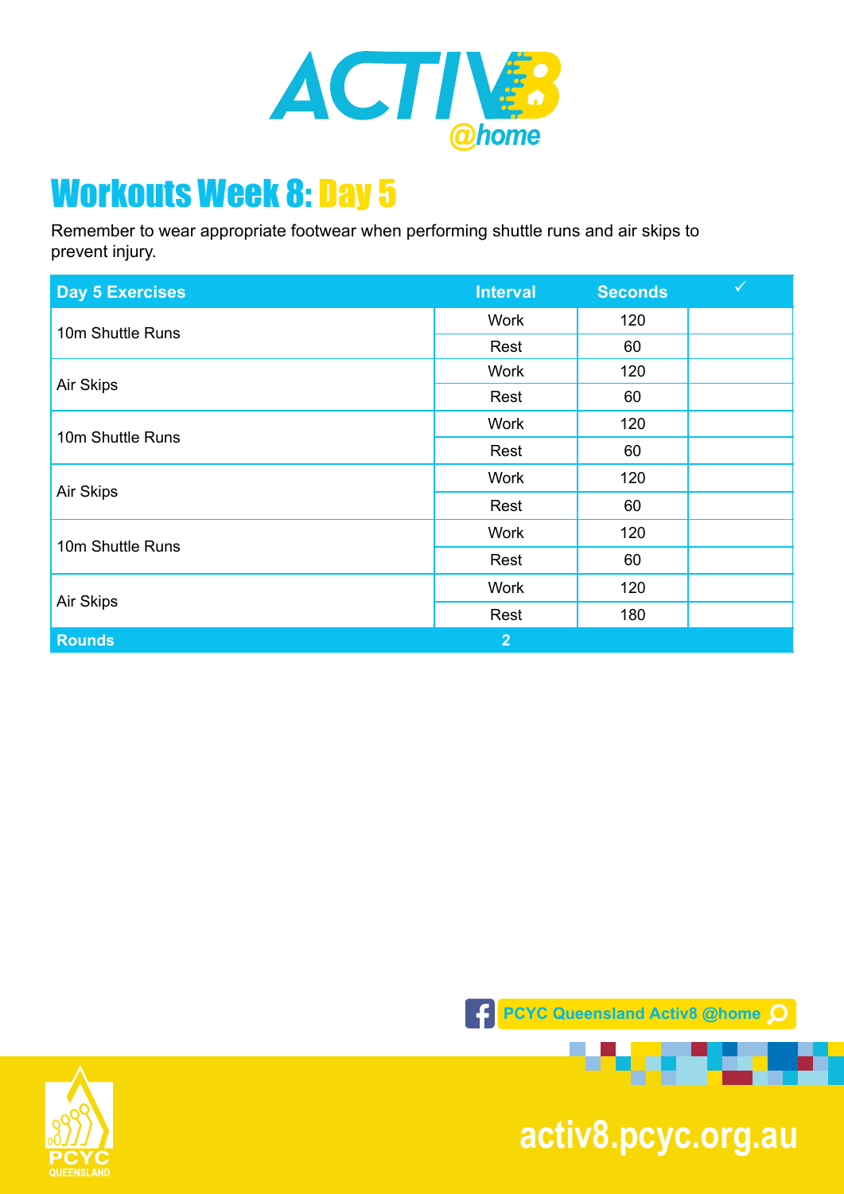# Workouts Week 8: Day 5

Remember to wear appropriate footwear when performing shuttle runs and air skips to prevent injury.

| Day 5 Exercises | Interval | Seconds | ✓ |
|---|---|---|---|
| 10m Shuttle Runs | Work | 120 | |
| | Rest | 60 | |
| Air Skips | Work | 120 | |
| | Rest | 60 | |
| 10m Shuttle Runs | Work | 120 | |
| | Rest | 60 | |
| Air Skips | Work | 120 | |
| | Rest | 60 | |
| 10m Shuttle Runs | Work | 120 | |
| | Rest | 60 | |
| Air Skips | Work | 120 | |
| | Rest | 180 | |
| **Rounds** | **2** | | |

PCYC Queensland Activ8 @home

activ8.pcyc.org.au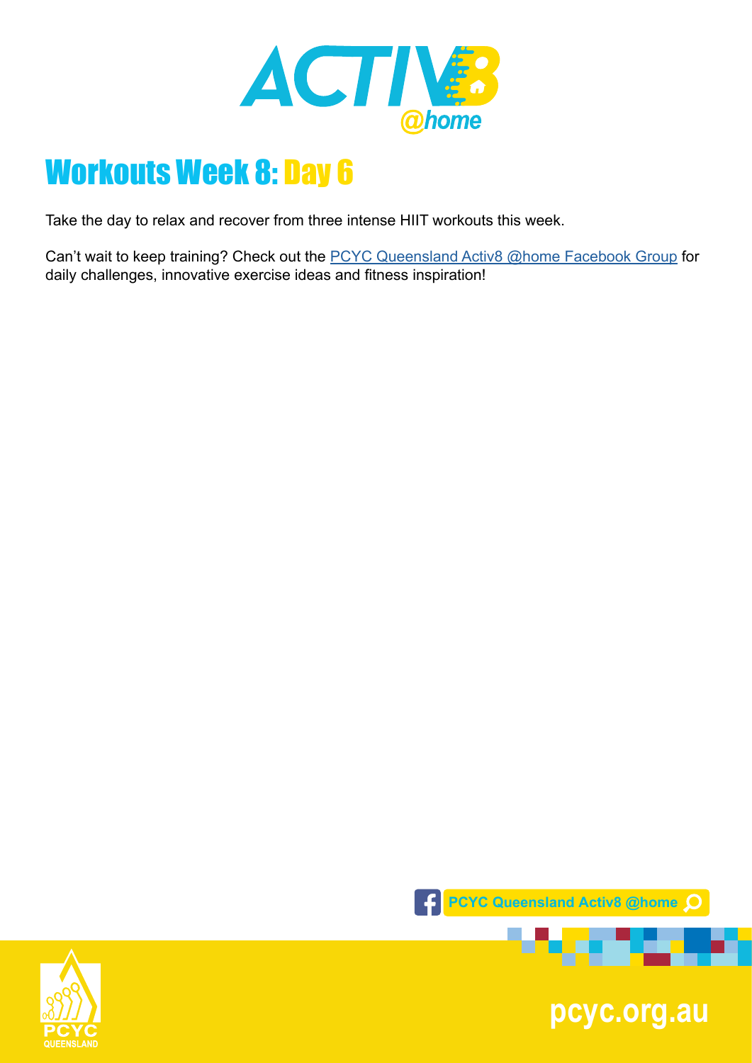# Workouts Week 8: Day 6

Take the day to relax and recover from three intense HIIT workouts this week.

Can't wait to keep training? Check out the PCYC Queensland Activ8 @home Facebook Group for daily challenges, innovative exercise ideas and fitness inspiration!

PCYC Queensland Activ8 @home

pcyc.org.au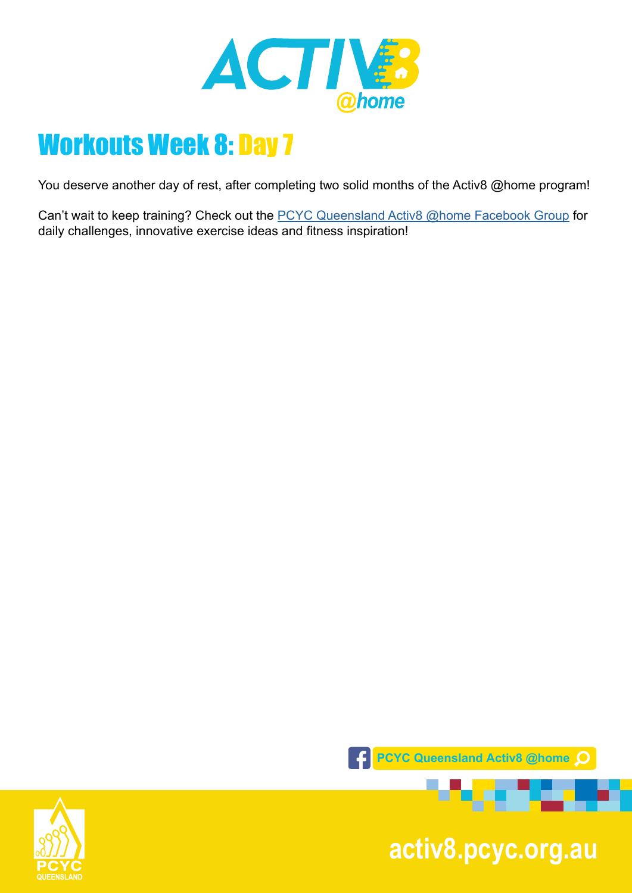# Workouts Week 8: Day 7

You deserve another day of rest, after completing two solid months of the Activ8 @home program!

Can't wait to keep training? Check out the PCYC Queensland Activ8 @home Facebook Group for daily challenges, innovative exercise ideas and fitness inspiration!

PCYC Queensland Activ8 @home

activ8.pcyc.org.au